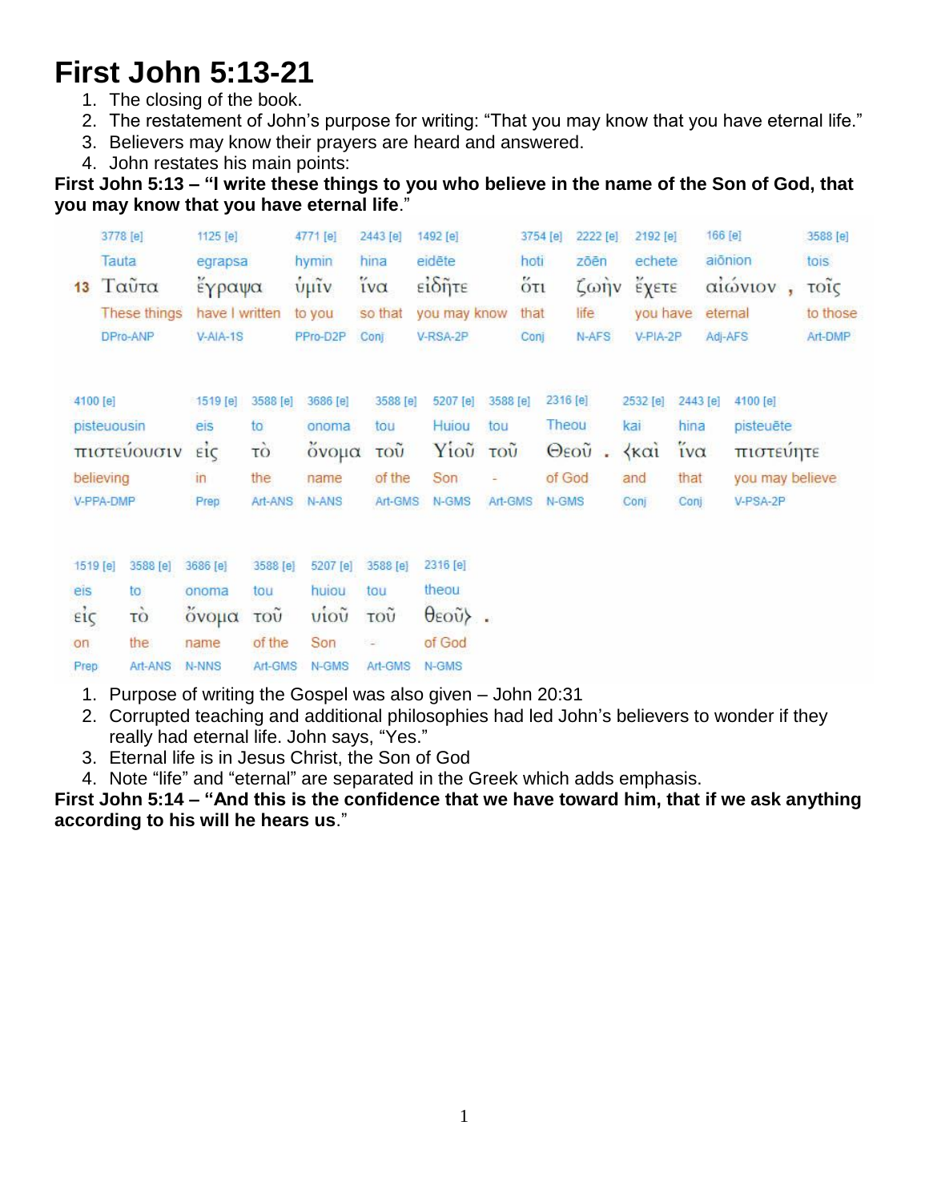# First John 5:13-21

1. The closing of the book.
2. The restatement of John's purpose for writing: "That you may know that you have eternal life."
3. Believers may know their prayers are heard and answered.
4. John restates his main points:

**First John 5:13 – "I write these things to you who believe in the name of the Son of God, that you may know that you have eternal life**."

| | 3778 [e] | 1125 [e] | 4771 [e] | 2443 [e] | 1492 [e] | 3754 [e] | 2222 [e] | 2192 [e] | 166 [e] | | 3588 [e] |
|---|---|---|---|---|---|---|---|---|---|---|---|
| | Tauta | egrapsa | hymin | hina | eidēte | hoti | zōēn | echete | aiōnion | | tois |
| 13 | Ταῦτα | ἔγραψα | ὑμῖν | ἵνα | εἰδῆτε | ὅτι | ζωὴν | ἔχετε | αἰώνιον | , | τοῖς |
| | These things | have I written | to you | so that | you may know | that | life | you have | eternal | | to those |
| | DPro-ANP | V-AIA-1S | PPro-D2P | Conj | V-RSA-2P | Conj | N-AFS | V-PIA-2P | Adj-AFS | | Art-DMP |

| 4100 [e] | 1519 [e] | 3588 [e] | 3686 [e] | 3588 [e] | 5207 [e] | 3588 [e] | 2316 [e] | | 2532 [e] | 2443 [e] | 4100 [e] |
|---|---|---|---|---|---|---|---|---|---|---|---|
| pisteuousin | eis | to | onoma | tou | Huiou | tou | Theou | | kai | hina | pisteuēte |
| πιστεύουσιν | εἰς | τὸ | ὄνομα | τοῦ | Υἱοῦ | τοῦ | Θεοῦ | . | ‹καὶ | ἵνα | πιστεύητε |
| believing | in | the | name | of the | Son | - | of God | | and | that | you may believe |
| V-PPA-DMP | Prep | Art-ANS | N-ANS | Art-GMS | N-GMS | Art-GMS | N-GMS | | Conj | Conj | V-PSA-2P |

| 1519 [e] | 3588 [e] | 3686 [e] | 3588 [e] | 5207 [e] | 3588 [e] | 2316 [e] | |
|---|---|---|---|---|---|---|---|
| eis | to | onoma | tou | huiou | tou | theou | |
| εἰς | τὸ | ὄνομα | τοῦ | υἱοῦ | τοῦ | θεοῦ› | . |
| on | the | name | of the | Son | - | of God | |
| Prep | Art-ANS | N-NNS | Art-GMS | N-GMS | Art-GMS | N-GMS | |

1. Purpose of writing the Gospel was also given – John 20:31
2. Corrupted teaching and additional philosophies had led John's believers to wonder if they really had eternal life. John says, "Yes."
3. Eternal life is in Jesus Christ, the Son of God
4. Note "life" and "eternal" are separated in the Greek which adds emphasis.

**First John 5:14 – "And this is the confidence that we have toward him, that if we ask anything according to his will he hears us**."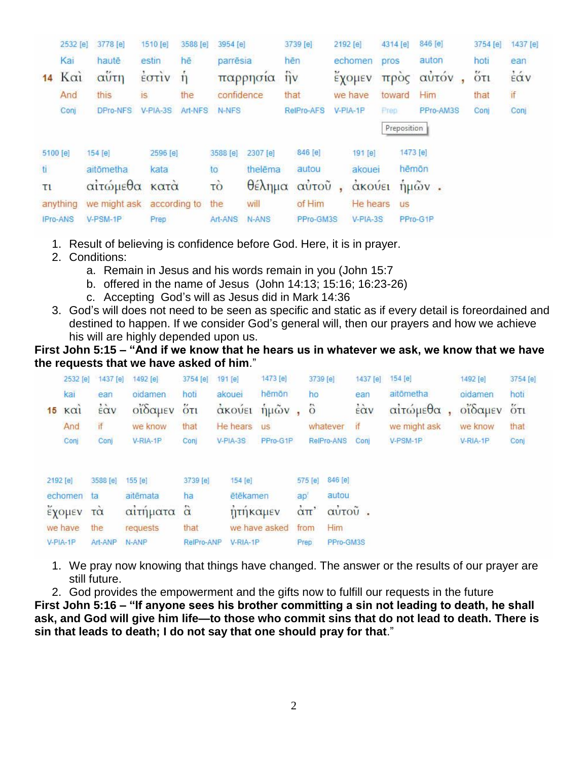| | 2532 [e] | 3778 [e] | 1510 [e] | 3588 [e] | 3954 [e] | 3739 [e] | 2192 [e] | 4314 [e] | 846 [e] | | 3754 [e] | 1437 [e] |
|---|---|---|---|---|---|---|---|---|---|---|---|---|
| | Kai | hautē | estin | hē | parrēsia | hēn | echomen | pros | auton | | hoti | ean |
| 14 | Καὶ | αὕτη | ἐστὶν | ἡ | παρρησία | ἣν | ἔχομεν | πρὸς | αὐτόν | , | ὅτι | ἐάν |
| | And | this | is | the | confidence | that | we have | toward | Him | | that | if |
| | Conj | DPro-NFS | V-PIA-3S | Art-NFS | N-NFS | RelPro-AFS | V-PIA-1P | Prep | PPro-AM3S | | Conj | Conj |

| 5100 [e] | 154 [e] | 2596 [e] | 3588 [e] | 2307 [e] | 846 [e] | | 191 [e] | 1473 [e] | |
|---|---|---|---|---|---|---|---|---|---|
| ti | aitōmetha | kata | to | thelēma | autou | | akouei | hēmōn | |
| τι | αἰτώμεθα | κατὰ | τὸ | θέλημα | αὐτοῦ | , | ἀκούει | ἡμῶν | . |
| anything | we might ask | according to | the | will | of Him | | He hears | us | |
| IPro-ANS | V-PSM-1P | Prep | Art-ANS | N-ANS | PPro-GM3S | | V-PIA-3S | PPro-G1P | |

1. Result of believing is confidence before God. Here, it is in prayer.
2. Conditions:
   a. Remain in Jesus and his words remain in you (John 15:7
   b. offered in the name of Jesus (John 14:13; 15:16; 16:23-26)
   c. Accepting God's will as Jesus did in Mark 14:36
3. God's will does not need to be seen as specific and static as if every detail is foreordained and destined to happen. If we consider God's general will, then our prayers and how we achieve his will are highly depended upon us.

**First John 5:15 – "And if we know that he hears us in whatever we ask, we know that we have the requests that we have asked of him**."

| | 2532 [e] | 1437 [e] | 1492 [e] | 3754 [e] | 191 [e] | 1473 [e] | | 3739 [e] | 1437 [e] | 154 [e] | | 1492 [e] | 3754 [e] |
|---|---|---|---|---|---|---|---|---|---|---|---|---|---|
| | kai | ean | oidamen | hoti | akouei | hēmōn | | ho | ean | aitōmetha | | oidamen | hoti |
| 15 | καὶ | ἐὰν | οἴδαμεν | ὅτι | ἀκούει | ἡμῶν | , | ὃ | ἐὰν | αἰτώμεθα | , | οἴδαμεν | ὅτι |
| | And | if | we know | that | He hears | us | | whatever | if | we might ask | | we know | that |
| | Conj | Conj | V-RIA-1P | Conj | V-PIA-3S | PPro-G1P | | RelPro-ANS | Conj | V-PSM-1P | | V-RIA-1P | Conj |

| 2192 [e] | 3588 [e] | 155 [e] | 3739 [e] | 154 [e] | 575 [e] | 846 [e] | |
|---|---|---|---|---|---|---|---|
| echomen | ta | aitēmata | ha | ētēkamen | ap' | autou | |
| ἔχομεν | τὰ | αἰτήματα | ἃ | ᾐτήκαμεν | ἀπ' | αὐτοῦ | . |
| we have | the | requests | that | we have asked | from | Him | |
| V-PIA-1P | Art-ANP | N-ANP | RelPro-ANP | V-RIA-1P | Prep | PPro-GM3S | |

1. We pray now knowing that things have changed. The answer or the results of our prayer are still future.
2. God provides the empowerment and the gifts now to fulfill our requests in the future

**First John 5:16 – "If anyone sees his brother committing a sin not leading to death, he shall ask, and God will give him life—to those who commit sins that do not lead to death. There is sin that leads to death; I do not say that one should pray for that**."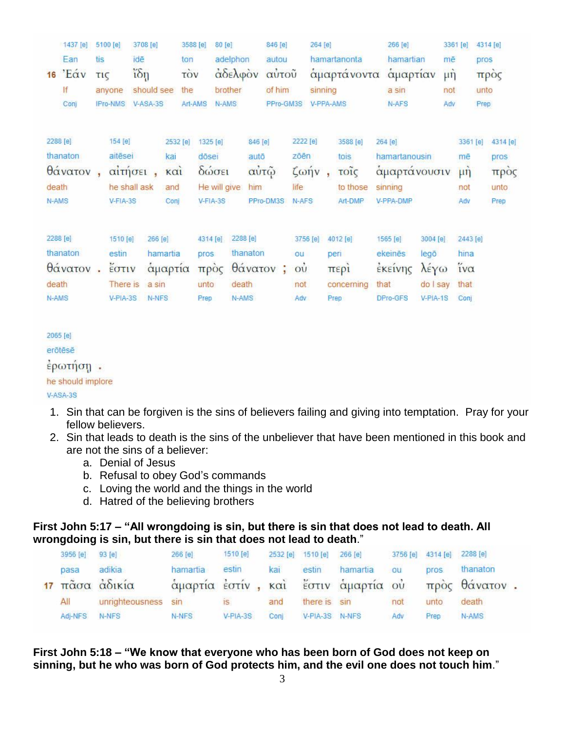| | 1437 [e] | 5100 [e] | 3708 [e] | 3588 [e] | 80 [e] | 846 [e] | 264 [e] | 266 [e] | 3361 [e] | 4314 [e] |
|---|---|---|---|---|---|---|---|---|---|---|
| | Ean | tis | idē | ton | adelphon | autou | hamartanonta | hamartian | mē | pros |
| 16 | Ἐάν | τις | ἴδῃ | τὸν | ἀδελφὸν | αὐτοῦ | ἁμαρτάνοντα | ἁμαρτίαν | μὴ | πρὸς |
| | If | anyone | should see | the | brother | of him | sinning | a sin | not | unto |
| | Conj | IPro-NMS | V-ASA-3S | Art-AMS | N-AMS | PPro-GM3S | V-PPA-AMS | N-AFS | Adv | Prep |

| 2288 [e] | 154 [e] | 2532 [e] | 1325 [e] | 846 [e] | 2222 [e] | 3588 [e] | 264 [e] | 3361 [e] | 4314 [e] |
|---|---|---|---|---|---|---|---|---|---|
| thanaton | aitēsei | kai | dōsei | autō | zōēn | tois | hamartanousin | mē | pros |
| θάνατον , | αἰτήσει , | καὶ | δώσει | αὐτῷ | ζωήν , | τοῖς | ἁμαρτάνουσιν | μὴ | πρὸς |
| death | he shall ask | and | He will give | him | life | to those | sinning | not | unto |
| N-AMS | V-FIA-3S | Conj | V-FIA-3S | PPro-DM3S | N-AFS | Art-DMP | V-PPA-DMP | Adv | Prep |

| 2288 [e] | 1510 [e] | 266 [e] | 4314 [e] | 2288 [e] | 3756 [e] | 4012 [e] | 1565 [e] | 3004 [e] | 2443 [e] |
|---|---|---|---|---|---|---|---|---|---|
| thanaton | estin | hamartia | pros | thanaton | ou | peri | ekeinēs | legō | hina |
| θάνατον . | ἔστιν | ἁμαρτία | πρὸς | θάνατον ; | οὐ | περὶ | ἐκείνης | λέγω | ἵνα |
| death | There is | a sin | unto | death | not | concerning | that | do I say | that |
| N-AMS | V-PIA-3S | N-NFS | Prep | N-AMS | Adv | Prep | DPro-GFS | V-PIA-1S | Conj |

| 2065 [e] |
|---|
| erōtēsē |
| ἐρωτήσῃ . |
| he should implore |
| V-ASA-3S |

1. Sin that can be forgiven is the sins of believers failing and giving into temptation. Pray for your fellow believers.
2. Sin that leads to death is the sins of the unbeliever that have been mentioned in this book and are not the sins of a believer:
   a. Denial of Jesus
   b. Refusal to obey God's commands
   c. Loving the world and the things in the world
   d. Hatred of the believing brothers

**First John 5:17 – "All wrongdoing is sin, but there is sin that does not lead to death. All wrongdoing is sin, but there is sin that does not lead to death.**"

| | 3956 [e] | 93 [e] | 266 [e] | 1510 [e] | 2532 [e] | 1510 [e] | 266 [e] | 3756 [e] | 4314 [e] | 2288 [e] |
|---|---|---|---|---|---|---|---|---|---|---|
| | pasa | adikia | hamartia | estin | kai | estin | hamartia | ou | pros | thanaton |
| 17 | πᾶσα | ἀδικία | ἁμαρτία | ἐστίν , | καὶ | ἔστιν | ἁμαρτία | οὐ | πρὸς | θάνατον . |
| | All | unrighteousness | sin | is | and | there is | sin | not | unto | death |
| | Adj-NFS | N-NFS | N-NFS | V-PIA-3S | Conj | V-PIA-3S | N-NFS | Adv | Prep | N-AMS |

**First John 5:18 – "We know that everyone who has been born of God does not keep on sinning, but he who was born of God protects him, and the evil one does not touch him.**"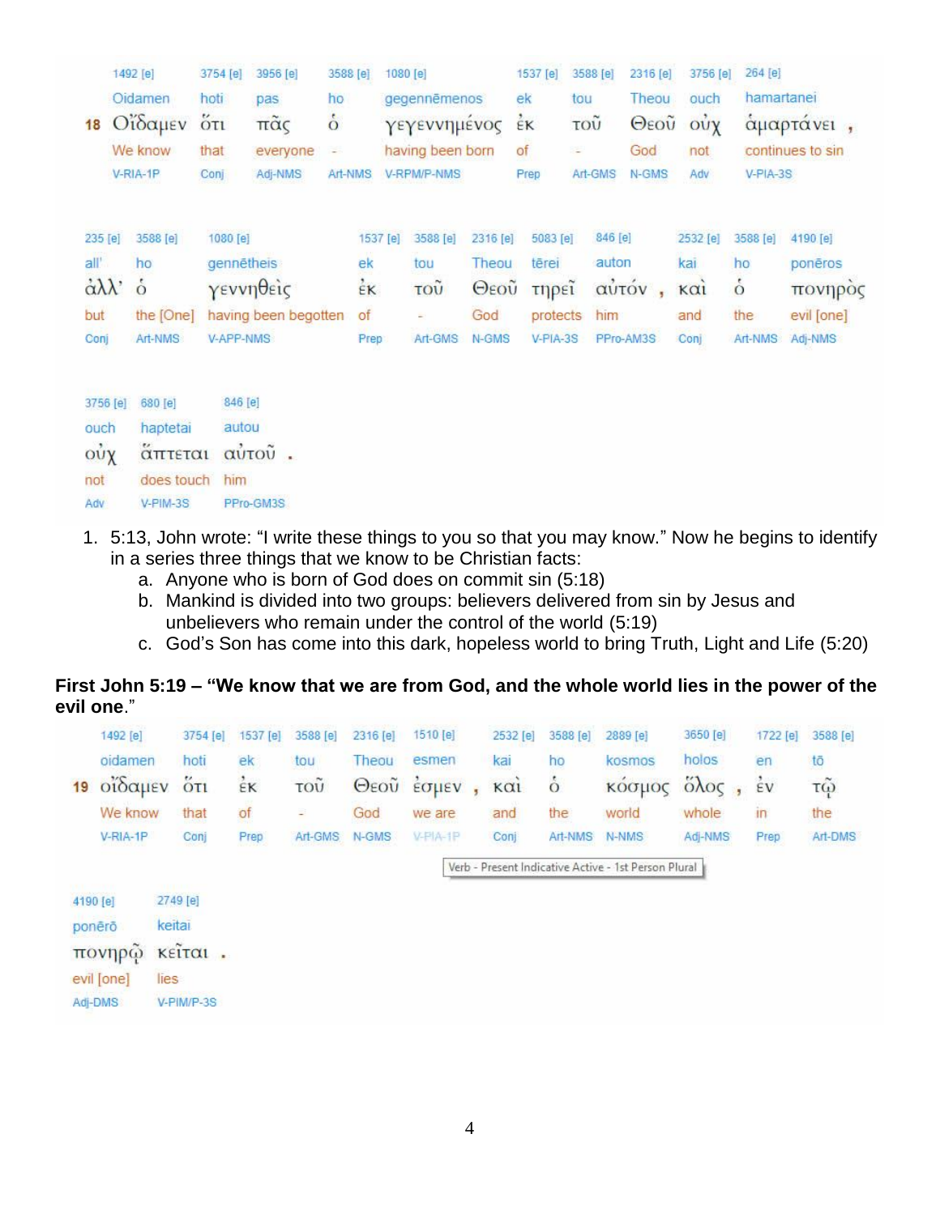| 1492 [e] | 3754 [e] | 3956 [e] | 3588 [e] | 1080 [e] | 1537 [e] | 3588 [e] | 2316 [e] | 3756 [e] | 264 [e] |
|---|---|---|---|---|---|---|---|---|---|
| Oidamen | hoti | pas | ho | gegennēmenos | ek | tou | Theou | ouch | hamartanei |
| **18** Οἴδαμεν | ὅτι | πᾶς | ὁ | γεγεννημένος | ἐκ | τοῦ | Θεοῦ | οὐχ | ἁμαρτάνει , |
| We know | that | everyone | - | having been born | of | - | God | not | continues to sin |
| V-RIA-1P | Conj | Adj-NMS | Art-NMS | V-RPM/P-NMS | Prep | Art-GMS | N-GMS | Adv | V-PIA-3S |

| 235 [e] | 3588 [e] | 1080 [e] | 1537 [e] | 3588 [e] | 2316 [e] | 5083 [e] | 846 [e] | 2532 [e] | 3588 [e] | 4190 [e] |
|---|---|---|---|---|---|---|---|---|---|---|
| all' | ho | gennētheis | ek | tou | Theou | tērei | auton | kai | ho | ponēros |
| ἀλλ' | ὁ | γεννηθεὶς | ἐκ | τοῦ | Θεοῦ | τηρεῖ | αὐτόν , | καὶ | ὁ | πονηρὸς |
| but | the [One] | having been begotten | of | - | God | protects | him | and | the | evil [one] |
| Conj | Art-NMS | V-APP-NMS | Prep | Art-GMS | N-GMS | V-PIA-3S | PPro-AM3S | Conj | Art-NMS | Adj-NMS |

| 3756 [e] | 680 [e] | 846 [e] |
|---|---|---|
| ouch | haptetai | autou |
| οὐχ | ἅπτεται | αὐτοῦ . |
| not | does touch | him |
| Adv | V-PIM-3S | PPro-GM3S |

1. 5:13, John wrote: "I write these things to you so that you may know." Now he begins to identify in a series three things that we know to be Christian facts:
   a. Anyone who is born of God does on commit sin (5:18)
   b. Mankind is divided into two groups: believers delivered from sin by Jesus and unbelievers who remain under the control of the world (5:19)
   c. God's Son has come into this dark, hopeless world to bring Truth, Light and Life (5:20)

**First John 5:19 – "We know that we are from God, and the whole world lies in the power of the evil one**."

| 1492 [e] | 3754 [e] | 1537 [e] | 3588 [e] | 2316 [e] | 1510 [e] | 2532 [e] | 3588 [e] | 2889 [e] | 3650 [e] | 1722 [e] | 3588 [e] |
|---|---|---|---|---|---|---|---|---|---|---|---|
| oidamen | hoti | ek | tou | Theou | esmen | kai | ho | kosmos | holos | en | tō |
| **19** οἴδαμεν | ὅτι | ἐκ | τοῦ | Θεοῦ | ἐσμεν , | καὶ | ὁ | κόσμος | ὅλος , | ἐν | τῷ |
| We know | that | of | - | God | we are | and | the | world | whole | in | the |
| V-RIA-1P | Conj | Prep | Art-GMS | N-GMS | V-PIA-1P | Conj | Art-NMS | N-NMS | Adj-NMS | Prep | Art-DMS |

Verb - Present Indicative Active - 1st Person Plural

| 4190 [e] | 2749 [e] |
|---|---|
| ponērō | keitai |
| πονηρῷ | κεῖται . |
| evil [one] | lies |
| Adj-DMS | V-PIM/P-3S |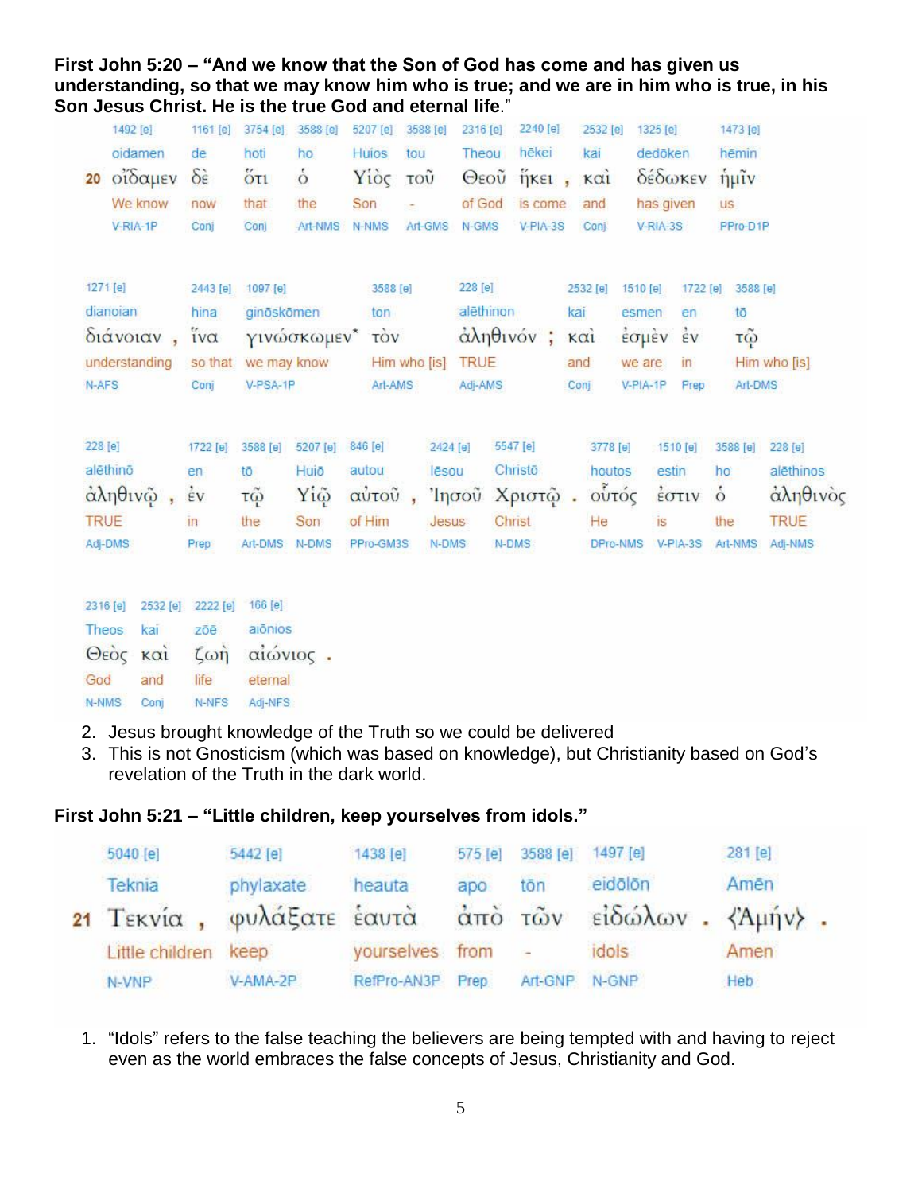**First John 5:20 – "And we know that the Son of God has come and has given us understanding, so that we may know him who is true; and we are in him who is true, in his Son Jesus Christ. He is the true God and eternal life."**

| | | | | | | | | | | | |
|---|---|---|---|---|---|---|---|---|---|---|---|
| 1492 [e] | 1161 [e] | 3754 [e] | 3588 [e] | 5207 [e] | 3588 [e] | 2316 [e] | 2240 [e] | 2532 [e] | 1325 [e] | 1473 [e] | |
| oidamen | de | hoti | ho | Huios | tou | Theou | hēkei | kai | dedōken | hēmin | |
| 20 οἴδαμεν | δὲ | ὅτι | ὁ | Υἱὸς | τοῦ | Θεοῦ | ἥκει , | καὶ | δέδωκεν | ἡμῖν | |
| We know | now | that | the | Son | - | of God | is come | and | has given | us | |
| V-RIA-1P | Conj | Conj | Art-NMS | N-NMS | Art-GMS | N-GMS | V-PIA-3S | Conj | V-RIA-3S | PPro-D1P | |

| | | | | | | | | | |
|---|---|---|---|---|---|---|---|---|---|
| 1271 [e] | 2443 [e] | 1097 [e] | 3588 [e] | 228 [e] | 2532 [e] | 1510 [e] | 1722 [e] | 3588 [e] | |
| dianoian | hina | ginōskōmen | ton | alēthinon | kai | esmen | en | tō | |
| διάνοιαν , | ἵνα | γινώσκωμεν* | τὸν | ἀληθινόν ; | καὶ | ἐσμὲν | ἐν | τῷ | |
| understanding | so that | we may know | Him who [is] | TRUE | and | we are | in | Him who [is] | |
| N-AFS | Conj | V-PSA-1P | Art-AMS | Adj-AMS | Conj | V-PIA-1P | Prep | Art-DMS | |

| | | | | | | | | | | | |
|---|---|---|---|---|---|---|---|---|---|---|---|
| 228 [e] | 1722 [e] | 3588 [e] | 5207 [e] | 846 [e] | 2424 [e] | 5547 [e] | 3778 [e] | 1510 [e] | 3588 [e] | 228 [e] | |
| alēthinō | en | tō | Huiō | autou | Iēsou | Christō | houtos | estin | ho | alēthinos | |
| ἀληθινῷ , | ἐν | τῷ | Υἱῷ | αὐτοῦ , | Ἰησοῦ | Χριστῷ . | οὗτός | ἐστιν | ὁ | ἀληθινὸς | |
| TRUE | in | the | Son | of Him | Jesus | Christ | He | is | the | TRUE | |
| Adj-DMS | Prep | Art-DMS | N-DMS | PPro-GM3S | N-DMS | N-DMS | DPro-NMS | V-PIA-3S | Art-NMS | Adj-NMS | |

| | | | |
|---|---|---|---|
| 2316 [e] | 2532 [e] | 2222 [e] | 166 [e] |
| Theos | kai | zōē | aiōnios |
| Θεὸς | καὶ | ζωὴ | αἰώνιος . |
| God | and | life | eternal |
| N-NMS | Conj | N-NFS | Adj-NFS |

2. Jesus brought knowledge of the Truth so we could be delivered
3. This is not Gnosticism (which was based on knowledge), but Christianity based on God's revelation of the Truth in the dark world.

**First John 5:21 – "Little children, keep yourselves from idols."**

| | | | | | | |
|---|---|---|---|---|---|---|
| 5040 [e] | 5442 [e] | 1438 [e] | 575 [e] | 3588 [e] | 1497 [e] | 281 [e] |
| Teknia | phylaxate | heauta | apo | tōn | eidōlōn | Amēn |
| 21 Τεκνία , | φυλάξατε | ἑαυτὰ | ἀπὸ | τῶν | εἰδώλων . | ⧼Ἀμήν⧽ . |
| Little children | keep | yourselves | from | - | idols | Amen |
| N-VNP | V-AMA-2P | RefPro-AN3P | Prep | Art-GNP | N-GNP | Heb |

1. "Idols" refers to the false teaching the believers are being tempted with and having to reject even as the world embraces the false concepts of Jesus, Christianity and God.